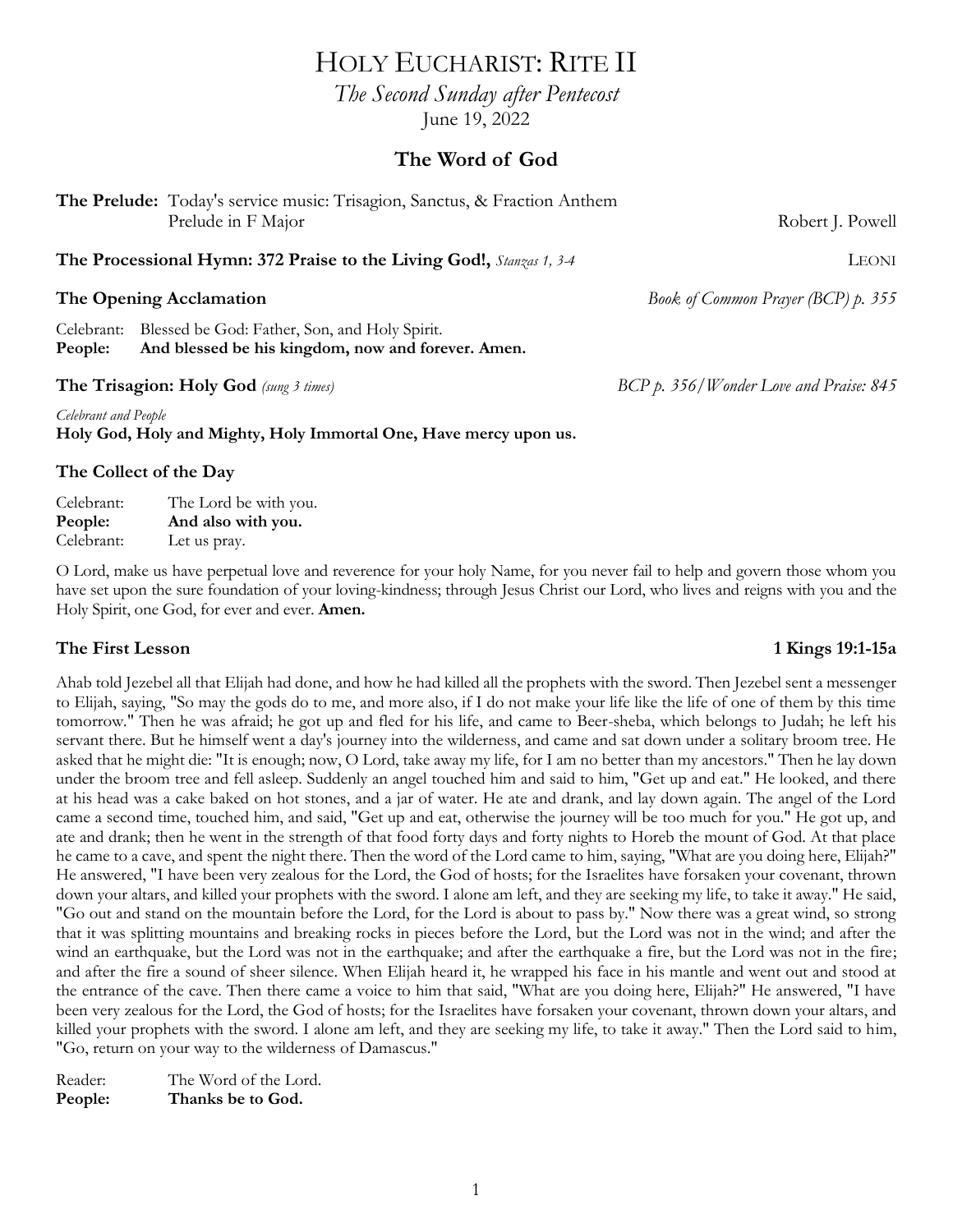# HOLY EUCHARIST: RITE II

*The Second Sunday after Pentecost*

June 19, 2022

## The Word of God

**The Prelude:** Today's service music: Trisagion, Sanctus, & Fraction Anthem
Prelude in F Major — Robert J. Powell

**The Processional Hymn: 372 Praise to the Living God!,** *Stanzas 1, 3-4* — LEONI

**The Opening Acclamation** — *Book of Common Prayer (BCP) p. 355*

Celebrant: Blessed be God: Father, Son, and Holy Spirit.
**People: And blessed be his kingdom, now and forever. Amen.**

**The Trisagion: Holy God** *(sung 3 times)* — *BCP p. 356/Wonder Love and Praise: 845*

*Celebrant and People*
**Holy God, Holy and Mighty, Holy Immortal One, Have mercy upon us.**

### The Collect of the Day

Celebrant: The Lord be with you.
**People: And also with you.**
Celebrant: Let us pray.

O Lord, make us have perpetual love and reverence for your holy Name, for you never fail to help and govern those whom you have set upon the sure foundation of your loving-kindness; through Jesus Christ our Lord, who lives and reigns with you and the Holy Spirit, one God, for ever and ever. **Amen.**

### The First Lesson — 1 Kings 19:1-15a

Ahab told Jezebel all that Elijah had done, and how he had killed all the prophets with the sword. Then Jezebel sent a messenger to Elijah, saying, "So may the gods do to me, and more also, if I do not make your life like the life of one of them by this time tomorrow." Then he was afraid; he got up and fled for his life, and came to Beer-sheba, which belongs to Judah; he left his servant there. But he himself went a day's journey into the wilderness, and came and sat down under a solitary broom tree. He asked that he might die: "It is enough; now, O Lord, take away my life, for I am no better than my ancestors." Then he lay down under the broom tree and fell asleep. Suddenly an angel touched him and said to him, "Get up and eat." He looked, and there at his head was a cake baked on hot stones, and a jar of water. He ate and drank, and lay down again. The angel of the Lord came a second time, touched him, and said, "Get up and eat, otherwise the journey will be too much for you." He got up, and ate and drank; then he went in the strength of that food forty days and forty nights to Horeb the mount of God. At that place he came to a cave, and spent the night there. Then the word of the Lord came to him, saying, "What are you doing here, Elijah?" He answered, "I have been very zealous for the Lord, the God of hosts; for the Israelites have forsaken your covenant, thrown down your altars, and killed your prophets with the sword. I alone am left, and they are seeking my life, to take it away." He said, "Go out and stand on the mountain before the Lord, for the Lord is about to pass by." Now there was a great wind, so strong that it was splitting mountains and breaking rocks in pieces before the Lord, but the Lord was not in the wind; and after the wind an earthquake, but the Lord was not in the earthquake; and after the earthquake a fire, but the Lord was not in the fire; and after the fire a sound of sheer silence. When Elijah heard it, he wrapped his face in his mantle and went out and stood at the entrance of the cave. Then there came a voice to him that said, "What are you doing here, Elijah?" He answered, "I have been very zealous for the Lord, the God of hosts; for the Israelites have forsaken your covenant, thrown down your altars, and killed your prophets with the sword. I alone am left, and they are seeking my life, to take it away." Then the Lord said to him, "Go, return on your way to the wilderness of Damascus."

Reader: The Word of the Lord.
**People: Thanks be to God.**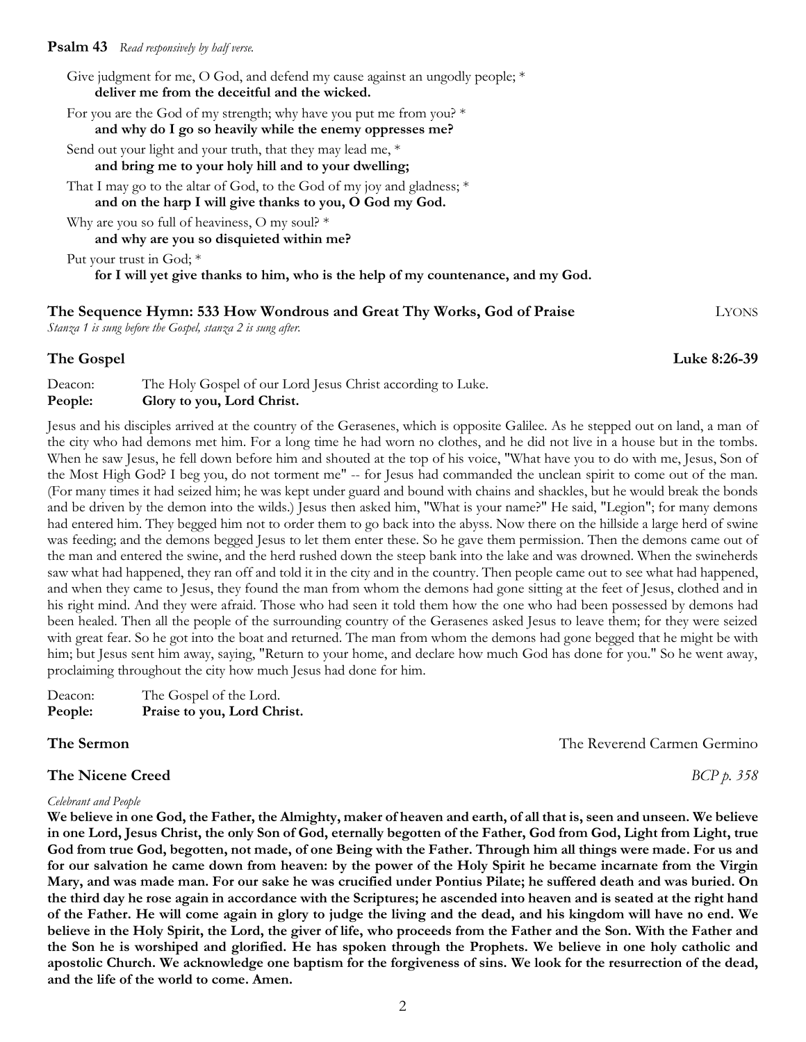**Psalm 43** *Read responsively by half verse.*

Give judgment for me, O God, and defend my cause against an ungodly people; *
**deliver me from the deceitful and the wicked.**

For you are the God of my strength; why have you put me from you? *
**and why do I go so heavily while the enemy oppresses me?**

Send out your light and your truth, that they may lead me, *
**and bring me to your holy hill and to your dwelling;**

That I may go to the altar of God, to the God of my joy and gladness; *
**and on the harp I will give thanks to you, O God my God.**

Why are you so full of heaviness, O my soul? *
**and why are you so disquieted within me?**

Put your trust in God; *
**for I will yet give thanks to him, who is the help of my countenance, and my God.**

**The Sequence Hymn: 533 How Wondrous and Great Thy Works, God of Praise** LYONS

*Stanza 1 is sung before the Gospel, stanza 2 is sung after.*

**The Gospel** **Luke 8:26-39**

Deacon: The Holy Gospel of our Lord Jesus Christ according to Luke.
**People: Glory to you, Lord Christ.**

Jesus and his disciples arrived at the country of the Gerasenes, which is opposite Galilee. As he stepped out on land, a man of the city who had demons met him. For a long time he had worn no clothes, and he did not live in a house but in the tombs. When he saw Jesus, he fell down before him and shouted at the top of his voice, "What have you to do with me, Jesus, Son of the Most High God? I beg you, do not torment me" -- for Jesus had commanded the unclean spirit to come out of the man. (For many times it had seized him; he was kept under guard and bound with chains and shackles, but he would break the bonds and be driven by the demon into the wilds.) Jesus then asked him, "What is your name?" He said, "Legion"; for many demons had entered him. They begged him not to order them to go back into the abyss. Now there on the hillside a large herd of swine was feeding; and the demons begged Jesus to let them enter these. So he gave them permission. Then the demons came out of the man and entered the swine, and the herd rushed down the steep bank into the lake and was drowned. When the swineherds saw what had happened, they ran off and told it in the city and in the country. Then people came out to see what had happened, and when they came to Jesus, they found the man from whom the demons had gone sitting at the feet of Jesus, clothed and in his right mind. And they were afraid. Those who had seen it told them how the one who had been possessed by demons had been healed. Then all the people of the surrounding country of the Gerasenes asked Jesus to leave them; for they were seized with great fear. So he got into the boat and returned. The man from whom the demons had gone begged that he might be with him; but Jesus sent him away, saying, "Return to your home, and declare how much God has done for you." So he went away, proclaiming throughout the city how much Jesus had done for him.

Deacon: The Gospel of the Lord.
**People: Praise to you, Lord Christ.**

**The Sermon** The Reverend Carmen Germino

**The Nicene Creed** *BCP p. 358*

*Celebrant and People*

**We believe in one God, the Father, the Almighty, maker of heaven and earth, of all that is, seen and unseen. We believe in one Lord, Jesus Christ, the only Son of God, eternally begotten of the Father, God from God, Light from Light, true God from true God, begotten, not made, of one Being with the Father. Through him all things were made. For us and for our salvation he came down from heaven: by the power of the Holy Spirit he became incarnate from the Virgin Mary, and was made man. For our sake he was crucified under Pontius Pilate; he suffered death and was buried. On the third day he rose again in accordance with the Scriptures; he ascended into heaven and is seated at the right hand of the Father. He will come again in glory to judge the living and the dead, and his kingdom will have no end. We believe in the Holy Spirit, the Lord, the giver of life, who proceeds from the Father and the Son. With the Father and the Son he is worshiped and glorified. He has spoken through the Prophets. We believe in one holy catholic and apostolic Church. We acknowledge one baptism for the forgiveness of sins. We look for the resurrection of the dead, and the life of the world to come. Amen.**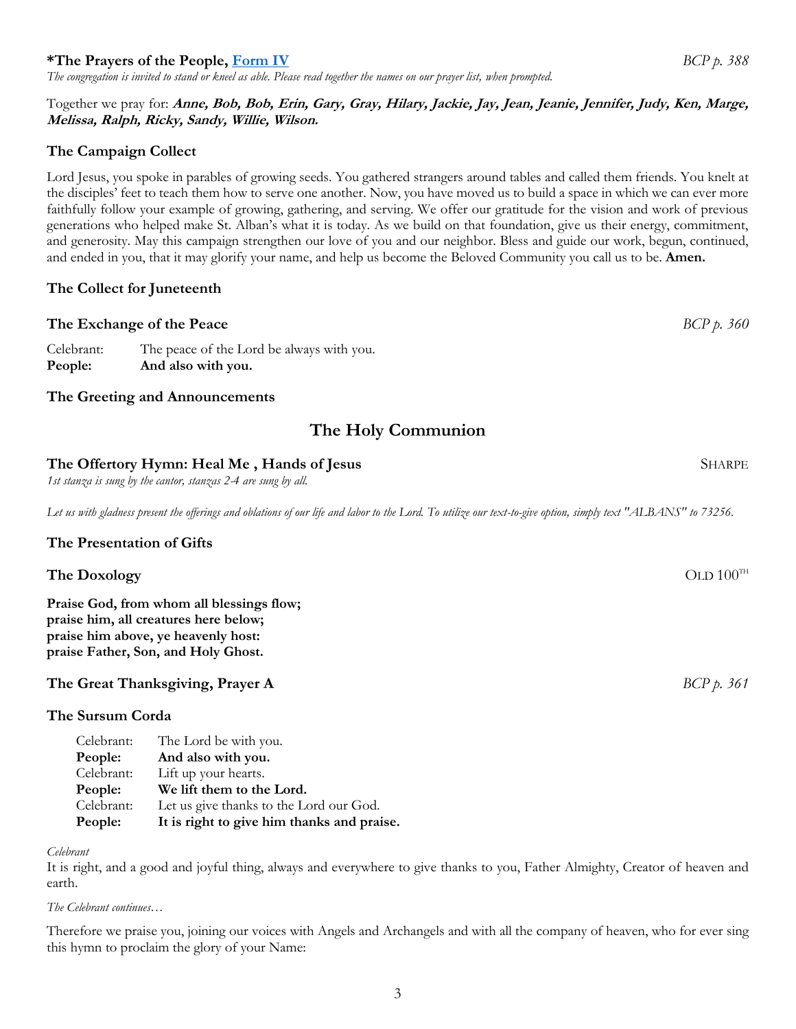**\*The Prayers of the People, Form IV** *BCP p. 388*

*The congregation is invited to stand or kneel as able. Please read together the names on our prayer list, when prompted.*

Together we pray for: ***Anne, Bob, Bob, Erin, Gary, Gray, Hilary, Jackie, Jay, Jean, Jeanie, Jennifer, Judy, Ken, Marge, Melissa, Ralph, Ricky, Sandy, Willie, Wilson.***

**The Campaign Collect**

Lord Jesus, you spoke in parables of growing seeds. You gathered strangers around tables and called them friends. You knelt at the disciples' feet to teach them how to serve one another. Now, you have moved us to build a space in which we can ever more faithfully follow your example of growing, gathering, and serving. We offer our gratitude for the vision and work of previous generations who helped make St. Alban's what it is today. As we build on that foundation, give us their energy, commitment, and generosity. May this campaign strengthen our love of you and our neighbor. Bless and guide our work, begun, continued, and ended in you, that it may glorify your name, and help us become the Beloved Community you call us to be. **Amen.**

**The Collect for Juneteenth**

**The Exchange of the Peace** *BCP p. 360*

Celebrant: The peace of the Lord be always with you.
**People: And also with you.**

**The Greeting and Announcements**

## The Holy Communion

**The Offertory Hymn: Heal Me , Hands of Jesus** SHARPE

*1st stanza is sung by the cantor, stanzas 2-4 are sung by all.*

*Let us with gladness present the offerings and oblations of our life and labor to the Lord. To utilize our text-to-give option, simply text "ALBANS" to 73256.*

**The Presentation of Gifts**

**The Doxology** OLD 100TH

**Praise God, from whom all blessings flow;**
**praise him, all creatures here below;**
**praise him above, ye heavenly host:**
**praise Father, Son, and Holy Ghost.**

**The Great Thanksgiving, Prayer A** *BCP p. 361*

**The Sursum Corda**

Celebrant: The Lord be with you.
**People: And also with you.**
Celebrant: Lift up your hearts.
**People: We lift them to the Lord.**
Celebrant: Let us give thanks to the Lord our God.
**People: It is right to give him thanks and praise.**

*Celebrant*

It is right, and a good and joyful thing, always and everywhere to give thanks to you, Father Almighty, Creator of heaven and earth.

*The Celebrant continues…*

Therefore we praise you, joining our voices with Angels and Archangels and with all the company of heaven, who for ever sing this hymn to proclaim the glory of your Name: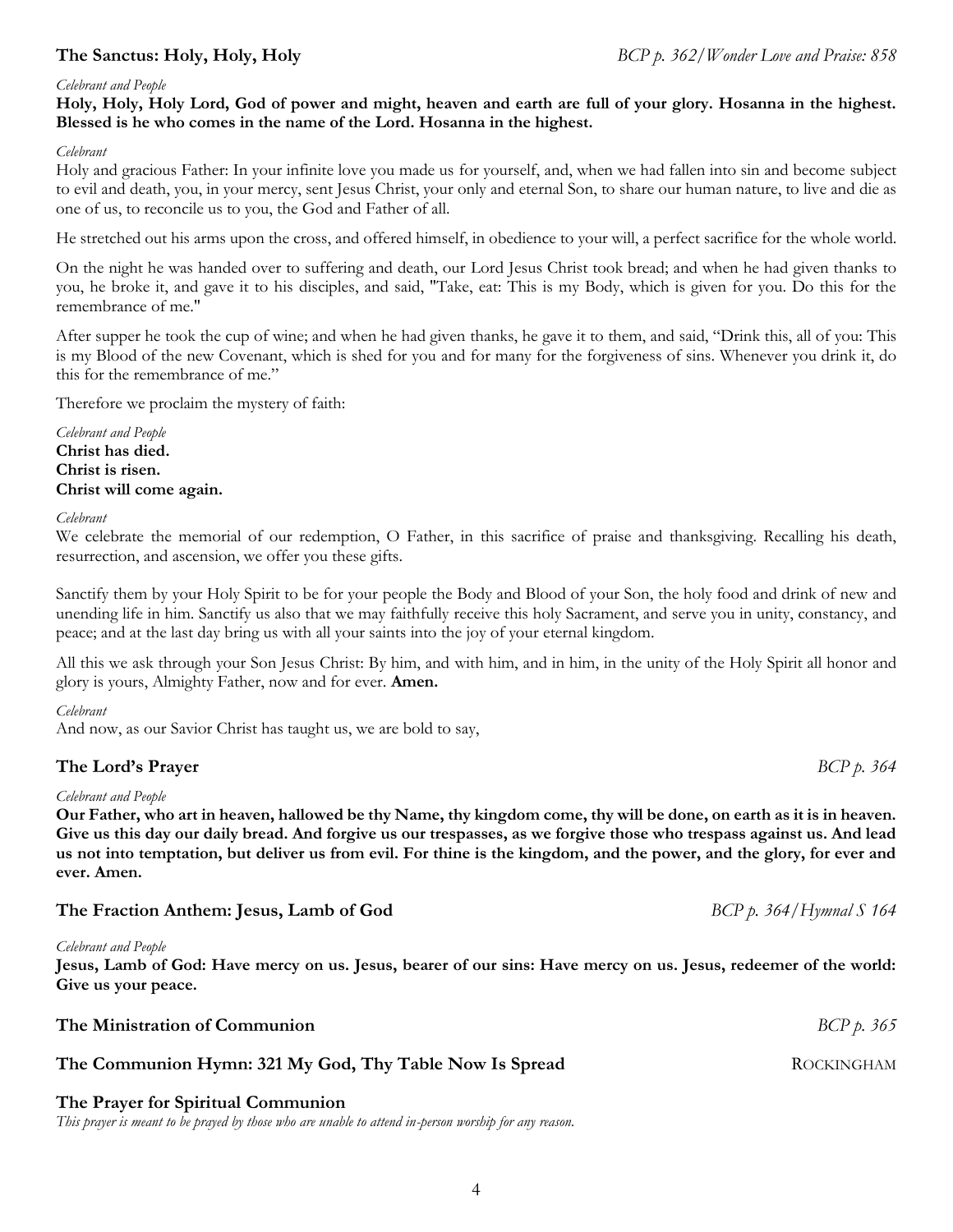### The Sanctus: Holy, Holy, Holy *BCP p. 362/Wonder Love and Praise: 858*

*Celebrant and People*

**Holy, Holy, Holy Lord, God of power and might, heaven and earth are full of your glory. Hosanna in the highest. Blessed is he who comes in the name of the Lord. Hosanna in the highest.**

*Celebrant*

Holy and gracious Father: In your infinite love you made us for yourself, and, when we had fallen into sin and become subject to evil and death, you, in your mercy, sent Jesus Christ, your only and eternal Son, to share our human nature, to live and die as one of us, to reconcile us to you, the God and Father of all.

He stretched out his arms upon the cross, and offered himself, in obedience to your will, a perfect sacrifice for the whole world.

On the night he was handed over to suffering and death, our Lord Jesus Christ took bread; and when he had given thanks to you, he broke it, and gave it to his disciples, and said, "Take, eat: This is my Body, which is given for you. Do this for the remembrance of me."

After supper he took the cup of wine; and when he had given thanks, he gave it to them, and said, "Drink this, all of you: This is my Blood of the new Covenant, which is shed for you and for many for the forgiveness of sins. Whenever you drink it, do this for the remembrance of me."

Therefore we proclaim the mystery of faith:

*Celebrant and People*

**Christ has died.**
**Christ is risen.**
**Christ will come again.**

*Celebrant*

We celebrate the memorial of our redemption, O Father, in this sacrifice of praise and thanksgiving. Recalling his death, resurrection, and ascension, we offer you these gifts.

Sanctify them by your Holy Spirit to be for your people the Body and Blood of your Son, the holy food and drink of new and unending life in him. Sanctify us also that we may faithfully receive this holy Sacrament, and serve you in unity, constancy, and peace; and at the last day bring us with all your saints into the joy of your eternal kingdom.

All this we ask through your Son Jesus Christ: By him, and with him, and in him, in the unity of the Holy Spirit all honor and glory is yours, Almighty Father, now and for ever. **Amen.**

*Celebrant*

And now, as our Savior Christ has taught us, we are bold to say,

### The Lord's Prayer *BCP p. 364*

*Celebrant and People*

**Our Father, who art in heaven, hallowed be thy Name, thy kingdom come, thy will be done, on earth as it is in heaven. Give us this day our daily bread. And forgive us our trespasses, as we forgive those who trespass against us. And lead us not into temptation, but deliver us from evil. For thine is the kingdom, and the power, and the glory, for ever and ever. Amen.**

### The Fraction Anthem: Jesus, Lamb of God *BCP p. 364/Hymnal S 164*

*Celebrant and People*

**Jesus, Lamb of God: Have mercy on us. Jesus, bearer of our sins: Have mercy on us. Jesus, redeemer of the world: Give us your peace.**

### The Ministration of Communion *BCP p. 365*

### The Communion Hymn: 321 My God, Thy Table Now Is Spread ROCKINGHAM

### The Prayer for Spiritual Communion

*This prayer is meant to be prayed by those who are unable to attend in-person worship for any reason.*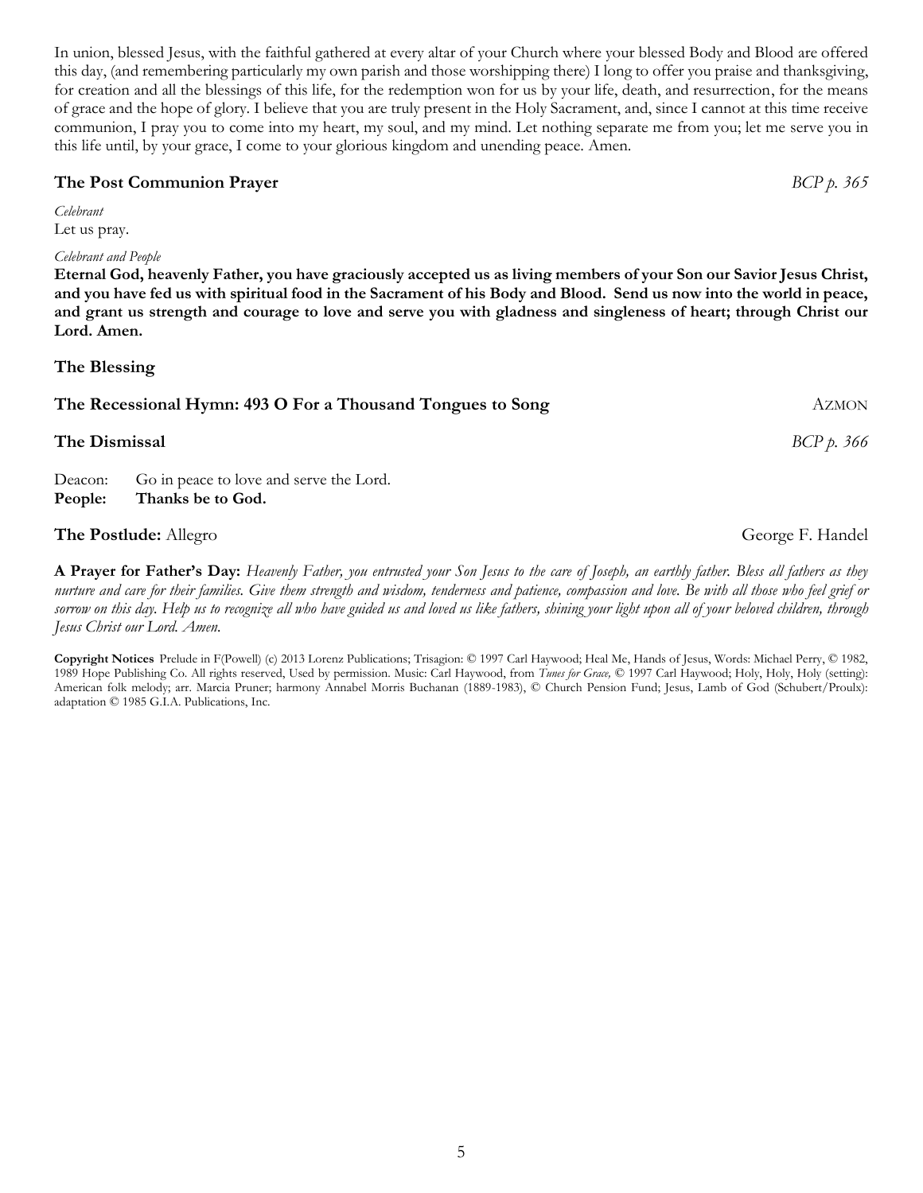In union, blessed Jesus, with the faithful gathered at every altar of your Church where your blessed Body and Blood are offered this day, (and remembering particularly my own parish and those worshipping there) I long to offer you praise and thanksgiving, for creation and all the blessings of this life, for the redemption won for us by your life, death, and resurrection, for the means of grace and the hope of glory. I believe that you are truly present in the Holy Sacrament, and, since I cannot at this time receive communion, I pray you to come into my heart, my soul, and my mind. Let nothing separate me from you; let me serve you in this life until, by your grace, I come to your glorious kingdom and unending peace. Amen.

**The Post Communion Prayer** *BCP p. 365*

*Celebrant*
Let us pray.

*Celebrant and People*
**Eternal God, heavenly Father, you have graciously accepted us as living members of your Son our Savior Jesus Christ, and you have fed us with spiritual food in the Sacrament of his Body and Blood. Send us now into the world in peace, and grant us strength and courage to love and serve you with gladness and singleness of heart; through Christ our Lord. Amen.**

**The Blessing**

**The Recessional Hymn: 493 O For a Thousand Tongues to Song** AZMON

**The Dismissal** *BCP p. 366*

Deacon: Go in peace to love and serve the Lord.
**People: Thanks be to God.**

**The Postlude:** Allegro George F. Handel

**A Prayer for Father's Day:** *Heavenly Father, you entrusted your Son Jesus to the care of Joseph, an earthly father. Bless all fathers as they nurture and care for their families. Give them strength and wisdom, tenderness and patience, compassion and love. Be with all those who feel grief or sorrow on this day. Help us to recognize all who have guided us and loved us like fathers, shining your light upon all of your beloved children, through Jesus Christ our Lord. Amen.*

**Copyright Notices** Prelude in F(Powell) (c) 2013 Lorenz Publications; Trisagion: © 1997 Carl Haywood; Heal Me, Hands of Jesus, Words: Michael Perry, © 1982, 1989 Hope Publishing Co. All rights reserved, Used by permission. Music: Carl Haywood, from *Tunes for Grace,* © 1997 Carl Haywood; Holy, Holy, Holy (setting): American folk melody; arr. Marcia Pruner; harmony Annabel Morris Buchanan (1889-1983), © Church Pension Fund; Jesus, Lamb of God (Schubert/Proulx): adaptation © 1985 G.I.A. Publications, Inc.